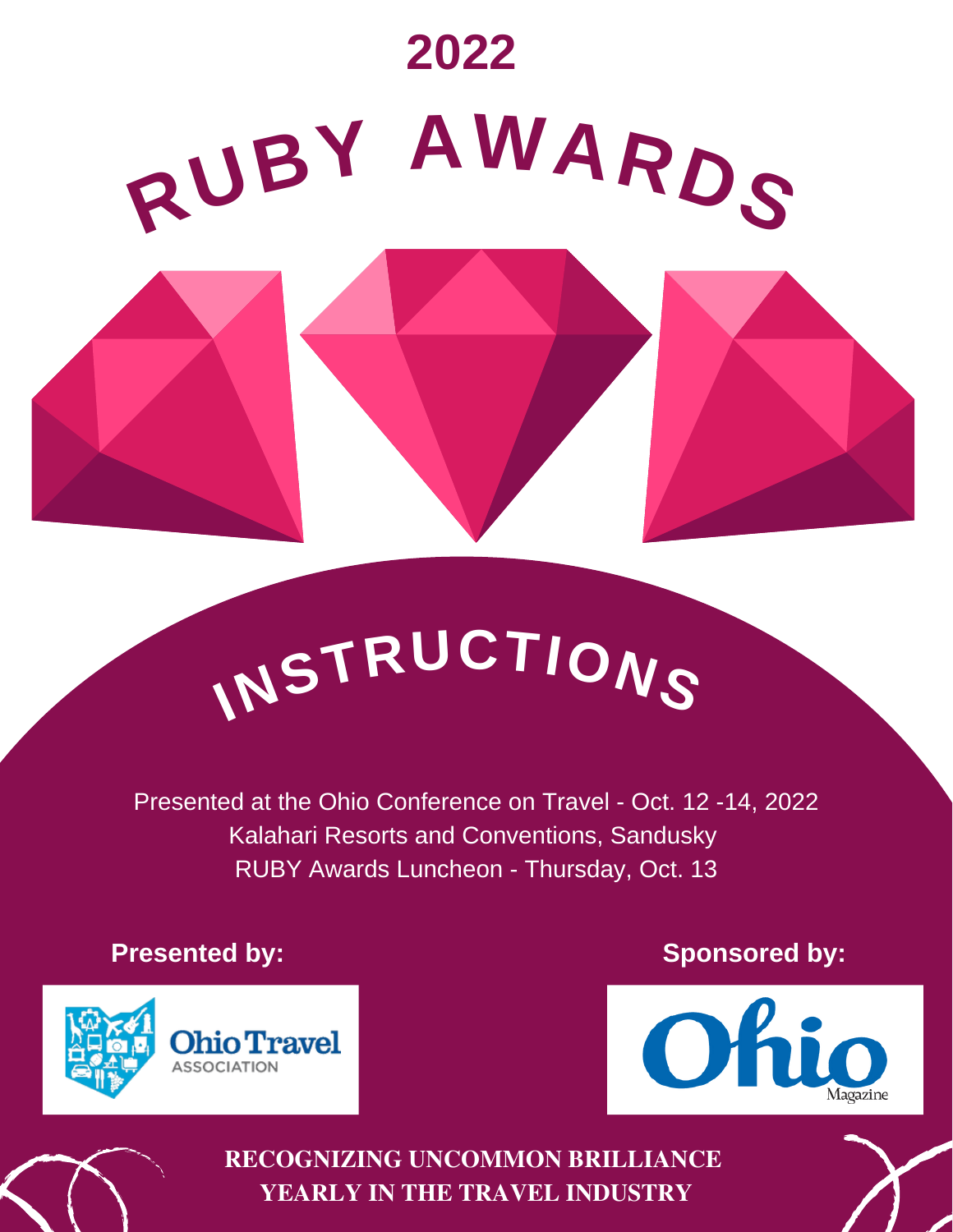# 2022

# RUBY AWARDS

## INSTRUCTIONS

Presented at the Ohio Conference on Travel - Oct. 12 -14, 2022
Kalahari Resorts and Conventions, Sandusky
RUBY Awards Luncheon - Thursday, Oct. 13

**Presented by:**

Ohio Travel Association

**Sponsored by:**

Ohio Magazine

**RECOGNIZING UNCOMMON BRILLIANCE YEARLY IN THE TRAVEL INDUSTRY**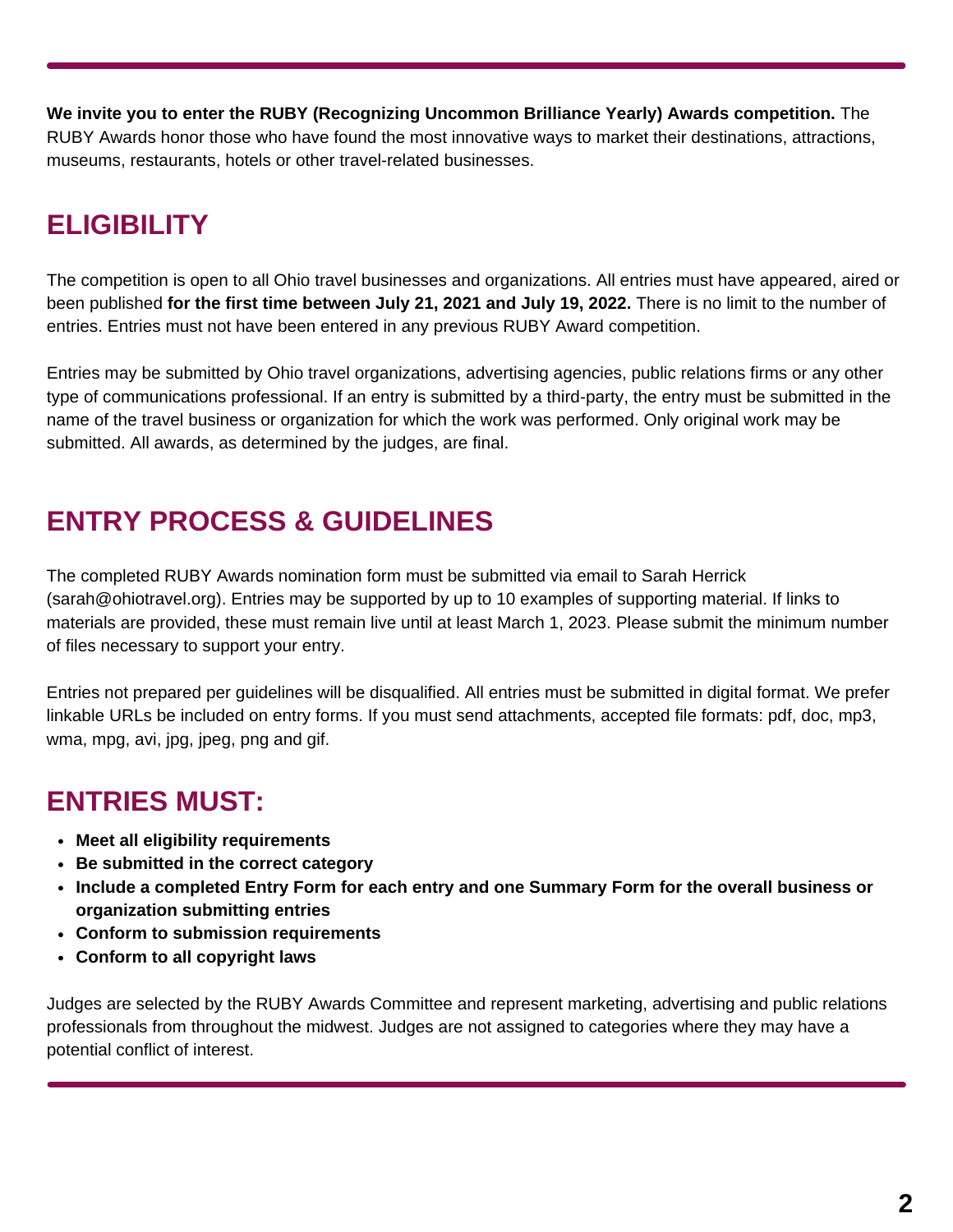**We invite you to enter the RUBY (Recognizing Uncommon Brilliance Yearly) Awards competition.** The RUBY Awards honor those who have found the most innovative ways to market their destinations, attractions, museums, restaurants, hotels or other travel-related businesses.

## ELIGIBILITY

The competition is open to all Ohio travel businesses and organizations. All entries must have appeared, aired or been published **for the first time between July 21, 2021 and July 19, 2022.** There is no limit to the number of entries. Entries must not have been entered in any previous RUBY Award competition.

Entries may be submitted by Ohio travel organizations, advertising agencies, public relations firms or any other type of communications professional. If an entry is submitted by a third-party, the entry must be submitted in the name of the travel business or organization for which the work was performed. Only original work may be submitted. All awards, as determined by the judges, are final.

## ENTRY PROCESS & GUIDELINES

The completed RUBY Awards nomination form must be submitted via email to Sarah Herrick (sarah@ohiotravel.org). Entries may be supported by up to 10 examples of supporting material. If links to materials are provided, these must remain live until at least March 1, 2023. Please submit the minimum number of files necessary to support your entry.

Entries not prepared per guidelines will be disqualified. All entries must be submitted in digital format. We prefer linkable URLs be included on entry forms. If you must send attachments, accepted file formats: pdf, doc, mp3, wma, mpg, avi, jpg, jpeg, png and gif.

## ENTRIES MUST:

- **Meet all eligibility requirements**
- **Be submitted in the correct category**
- **Include a completed Entry Form for each entry and one Summary Form for the overall business or organization submitting entries**
- **Conform to submission requirements**
- **Conform to all copyright laws**

Judges are selected by the RUBY Awards Committee and represent marketing, advertising and public relations professionals from throughout the midwest. Judges are not assigned to categories where they may have a potential conflict of interest.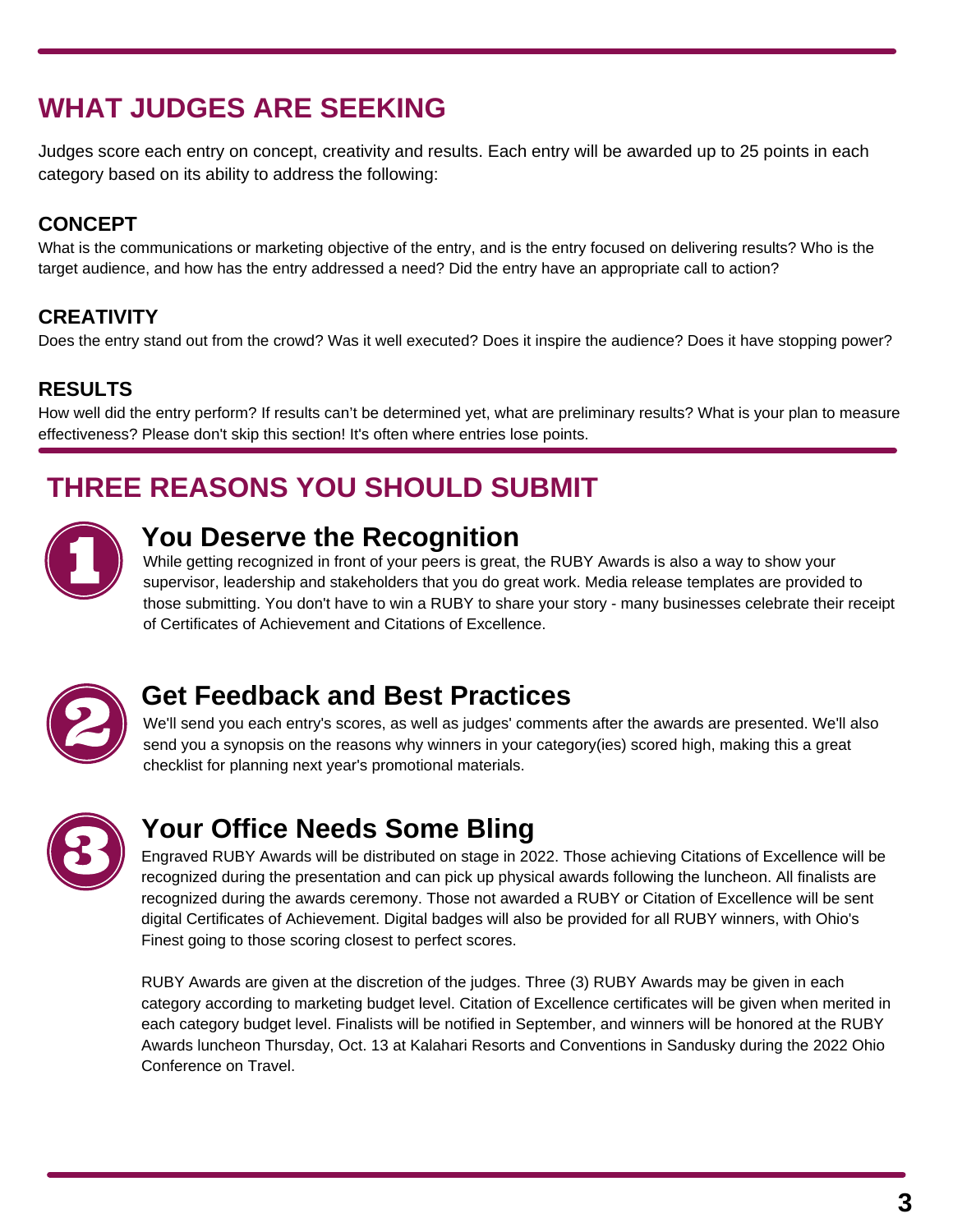## WHAT JUDGES ARE SEEKING

Judges score each entry on concept, creativity and results. Each entry will be awarded up to 25 points in each category based on its ability to address the following:

### CONCEPT

What is the communications or marketing objective of the entry, and is the entry focused on delivering results? Who is the target audience, and how has the entry addressed a need? Did the entry have an appropriate call to action?

### CREATIVITY

Does the entry stand out from the crowd? Was it well executed? Does it inspire the audience? Does it have stopping power?

### RESULTS

How well did the entry perform? If results can't be determined yet, what are preliminary results? What is your plan to measure effectiveness? Please don't skip this section! It's often where entries lose points.

## THREE REASONS YOU SHOULD SUBMIT

### 1. You Deserve the Recognition

While getting recognized in front of your peers is great, the RUBY Awards is also a way to show your supervisor, leadership and stakeholders that you do great work. Media release templates are provided to those submitting. You don't have to win a RUBY to share your story - many businesses celebrate their receipt of Certificates of Achievement and Citations of Excellence.

### 2. Get Feedback and Best Practices

We'll send you each entry's scores, as well as judges' comments after the awards are presented. We'll also send you a synopsis on the reasons why winners in your category(ies) scored high, making this a great checklist for planning next year's promotional materials.

### 3. Your Office Needs Some Bling

Engraved RUBY Awards will be distributed on stage in 2022. Those achieving Citations of Excellence will be recognized during the presentation and can pick up physical awards following the luncheon. All finalists are recognized during the awards ceremony. Those not awarded a RUBY or Citation of Excellence will be sent digital Certificates of Achievement. Digital badges will also be provided for all RUBY winners, with Ohio's Finest going to those scoring closest to perfect scores.

RUBY Awards are given at the discretion of the judges. Three (3) RUBY Awards may be given in each category according to marketing budget level. Citation of Excellence certificates will be given when merited in each category budget level. Finalists will be notified in September, and winners will be honored at the RUBY Awards luncheon Thursday, Oct. 13 at Kalahari Resorts and Conventions in Sandusky during the 2022 Ohio Conference on Travel.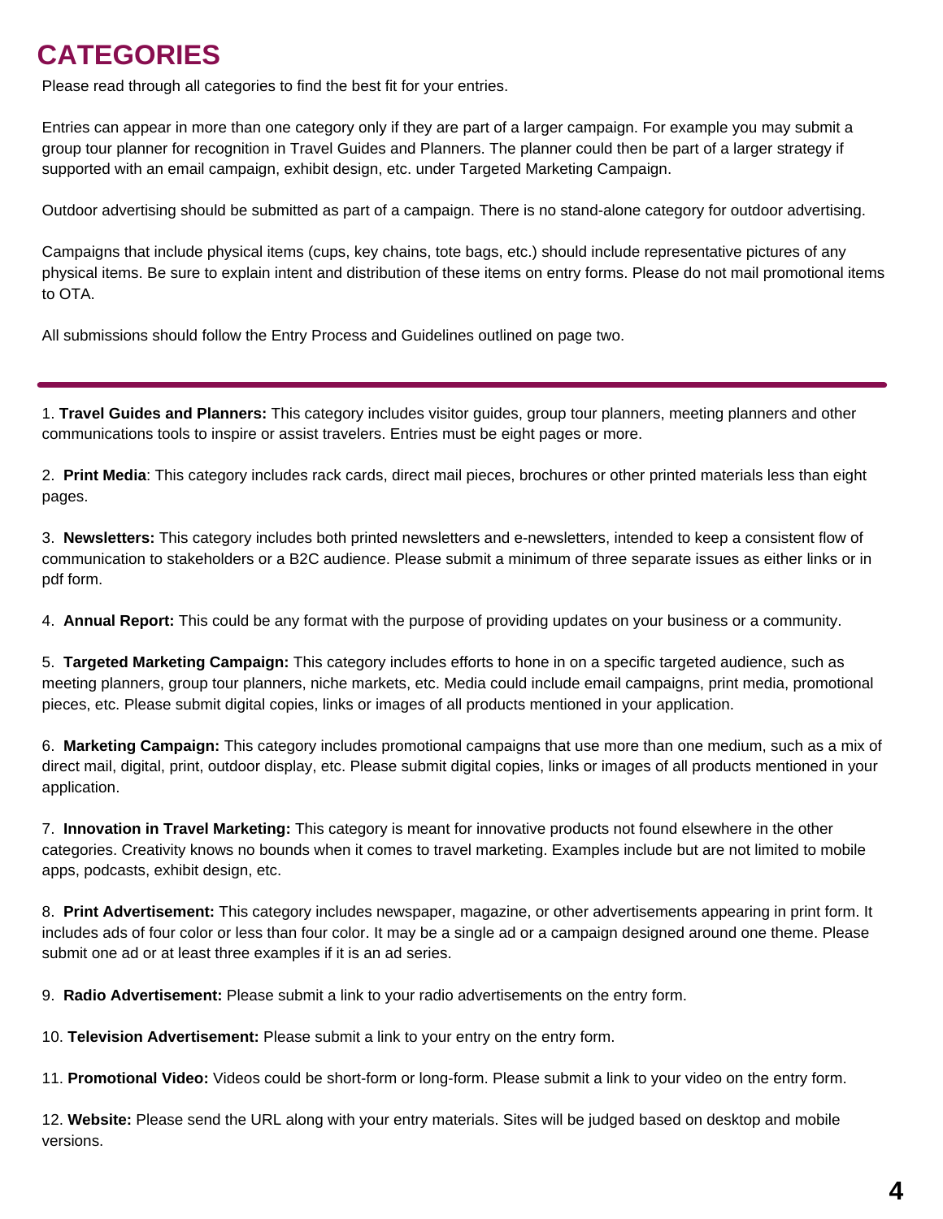# CATEGORIES

Please read through all categories to find the best fit for your entries.

Entries can appear in more than one category only if they are part of a larger campaign. For example you may submit a group tour planner for recognition in Travel Guides and Planners. The planner could then be part of a larger strategy if supported with an email campaign, exhibit design, etc. under Targeted Marketing Campaign.

Outdoor advertising should be submitted as part of a campaign. There is no stand-alone category for outdoor advertising.

Campaigns that include physical items (cups, key chains, tote bags, etc.) should include representative pictures of any physical items. Be sure to explain intent and distribution of these items on entry forms. Please do not mail promotional items to OTA.

All submissions should follow the Entry Process and Guidelines outlined on page two.

---

1. **Travel Guides and Planners:** This category includes visitor guides, group tour planners, meeting planners and other communications tools to inspire or assist travelers. Entries must be eight pages or more.

2. **Print Media**: This category includes rack cards, direct mail pieces, brochures or other printed materials less than eight pages.

3. **Newsletters:** This category includes both printed newsletters and e-newsletters, intended to keep a consistent flow of communication to stakeholders or a B2C audience. Please submit a minimum of three separate issues as either links or in pdf form.

4. **Annual Report:** This could be any format with the purpose of providing updates on your business or a community.

5. **Targeted Marketing Campaign:** This category includes efforts to hone in on a specific targeted audience, such as meeting planners, group tour planners, niche markets, etc. Media could include email campaigns, print media, promotional pieces, etc. Please submit digital copies, links or images of all products mentioned in your application.

6. **Marketing Campaign:** This category includes promotional campaigns that use more than one medium, such as a mix of direct mail, digital, print, outdoor display, etc. Please submit digital copies, links or images of all products mentioned in your application.

7. **Innovation in Travel Marketing:** This category is meant for innovative products not found elsewhere in the other categories. Creativity knows no bounds when it comes to travel marketing. Examples include but are not limited to mobile apps, podcasts, exhibit design, etc.

8. **Print Advertisement:** This category includes newspaper, magazine, or other advertisements appearing in print form. It includes ads of four color or less than four color. It may be a single ad or a campaign designed around one theme. Please submit one ad or at least three examples if it is an ad series.

9. **Radio Advertisement:** Please submit a link to your radio advertisements on the entry form.

10. **Television Advertisement:** Please submit a link to your entry on the entry form.

11. **Promotional Video:** Videos could be short-form or long-form. Please submit a link to your video on the entry form.

12. **Website:** Please send the URL along with your entry materials. Sites will be judged based on desktop and mobile versions.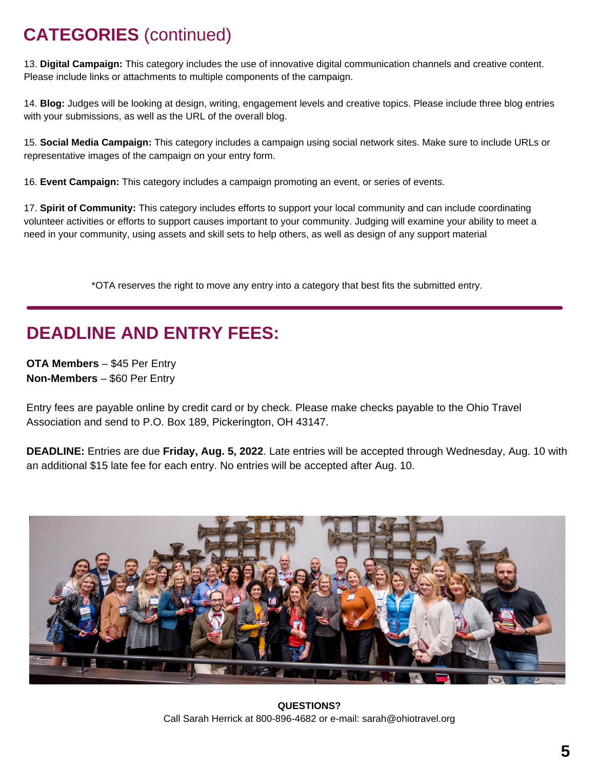## CATEGORIES (continued)

13. **Digital Campaign:** This category includes the use of innovative digital communication channels and creative content. Please include links or attachments to multiple components of the campaign.

14. **Blog:** Judges will be looking at design, writing, engagement levels and creative topics. Please include three blog entries with your submissions, as well as the URL of the overall blog.

15. **Social Media Campaign:** This category includes a campaign using social network sites. Make sure to include URLs or representative images of the campaign on your entry form.

16. **Event Campaign:** This category includes a campaign promoting an event, or series of events.

17. **Spirit of Community:** This category includes efforts to support your local community and can include coordinating volunteer activities or efforts to support causes important to your community. Judging will examine your ability to meet a need in your community, using assets and skill sets to help others, as well as design of any support material

*OTA reserves the right to move any entry into a category that best fits the submitted entry.

## DEADLINE AND ENTRY FEES:

**OTA Members** – $45 Per Entry
**Non-Members** – $60 Per Entry

Entry fees are payable online by credit card or by check. Please make checks payable to the Ohio Travel Association and send to P.O. Box 189, Pickerington, OH 43147.

**DEADLINE:** Entries are due **Friday, Aug. 5, 2022**. Late entries will be accepted through Wednesday, Aug. 10 with an additional $15 late fee for each entry. No entries will be accepted after Aug. 10.

**QUESTIONS?**
Call Sarah Herrick at 800-896-4682 or e-mail: sarah@ohiotravel.org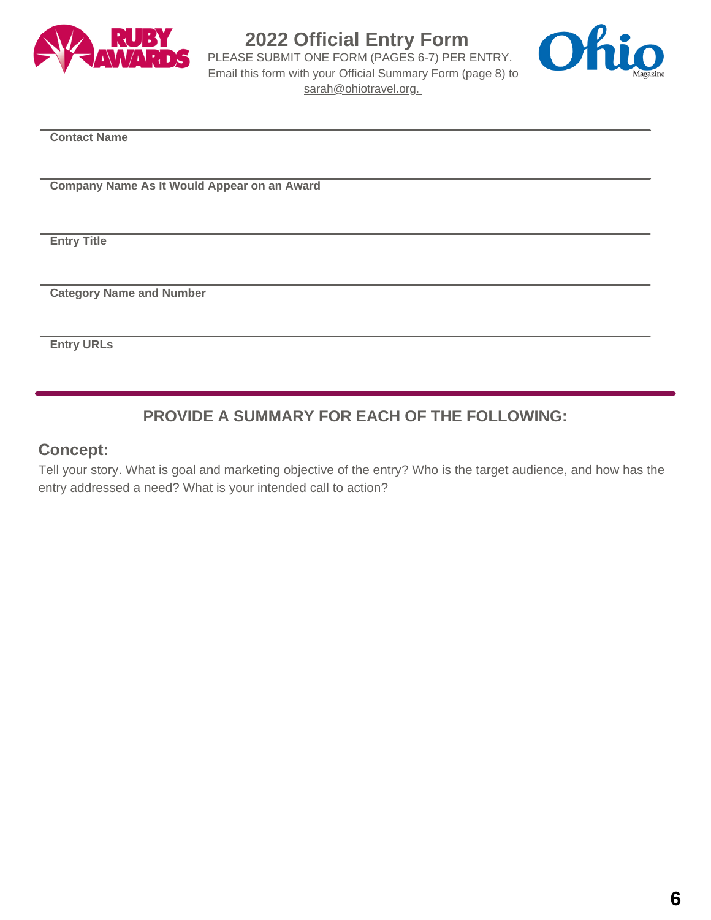# 2022 Official Entry Form

PLEASE SUBMIT ONE FORM (PAGES 6-7) PER ENTRY.
Email this form with your Official Summary Form (page 8) to sarah@ohiotravel.org.

**Contact Name**

**Company Name As It Would Appear on an Award**

**Entry Title**

**Category Name and Number**

**Entry URLs**

## PROVIDE A SUMMARY FOR EACH OF THE FOLLOWING:

### Concept:

Tell your story. What is goal and marketing objective of the entry? Who is the target audience, and how has the entry addressed a need? What is your intended call to action?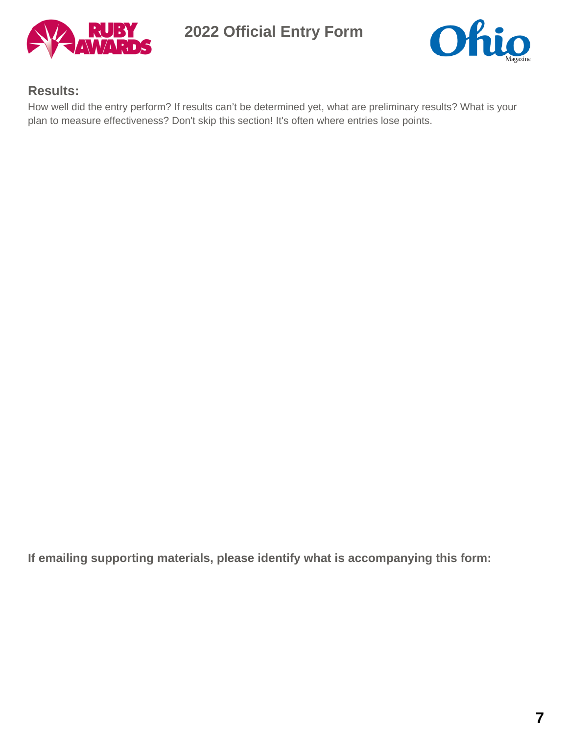# 2022 Official Entry Form

## Results:

How well did the entry perform? If results can't be determined yet, what are preliminary results? What is your plan to measure effectiveness? Don't skip this section! It's often where entries lose points.

**If emailing supporting materials, please identify what is accompanying this form:**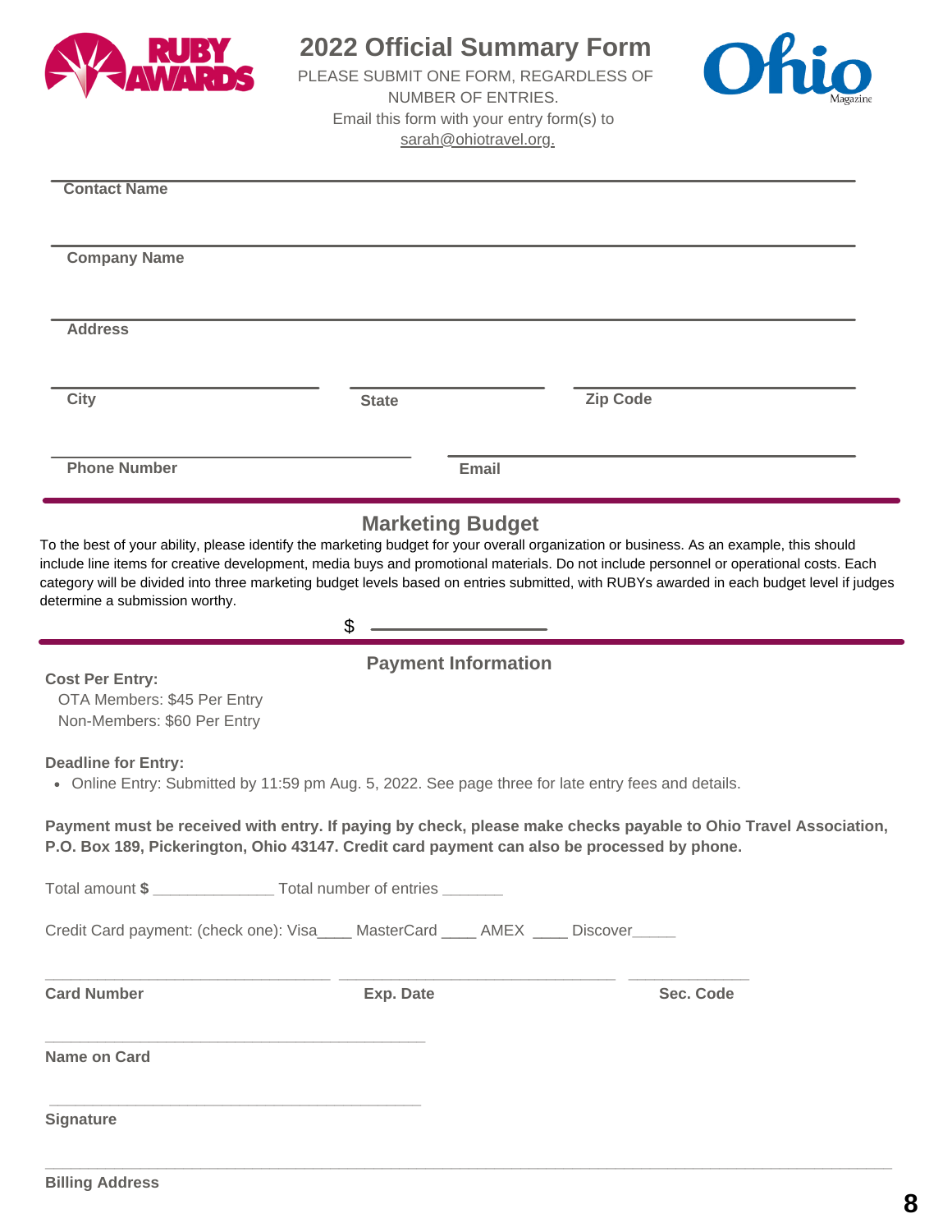# 2022 Official Summary Form

PLEASE SUBMIT ONE FORM, REGARDLESS OF NUMBER OF ENTRIES.

Email this form with your entry form(s) to sarah@ohiotravel.org.

**Contact Name**

**Company Name**

**Address**

**City** **State** **Zip Code**

**Phone Number** **Email**

## Marketing Budget

To the best of your ability, please identify the marketing budget for your overall organization or business. As an example, this should include line items for creative development, media buys and promotional materials. Do not include personnel or operational costs. Each category will be divided into three marketing budget levels based on entries submitted, with RUBYs awarded in each budget level if judges determine a submission worthy.

$ ______________

## Payment Information

**Cost Per Entry:**

OTA Members: $45 Per Entry

Non-Members: $60 Per Entry

**Deadline for Entry:**

- Online Entry: Submitted by 11:59 pm Aug. 5, 2022. See page three for late entry fees and details.

**Payment must be received with entry. If paying by check, please make checks payable to Ohio Travel Association, P.O. Box 189, Pickerington, Ohio 43147. Credit card payment can also be processed by phone.**

Total amount **$** ______________ Total number of entries _______

Credit Card payment: (check one): Visa____ MasterCard ____ AMEX ____ Discover_____

**Card Number** **Exp. Date** **Sec. Code**

**Name on Card**

**Signature**

**Billing Address**